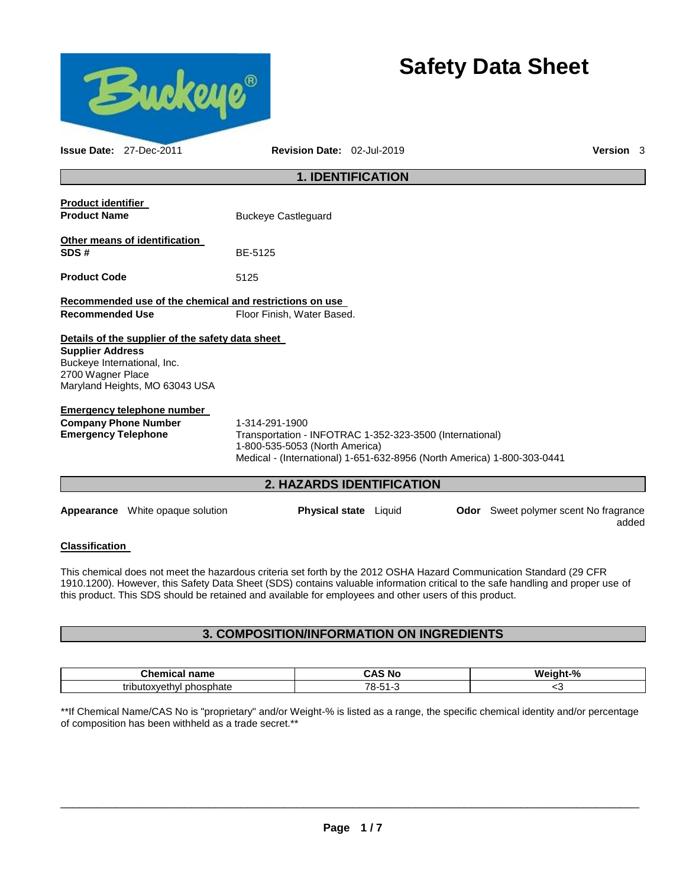# Safety Data Sheet

**Issue Date:** 27-Dec-2011 **Revision Date:** 02-Jul-2019 **Version** 3

## 1. IDENTIFICATION

**Product identifier**

**Product Name** Buckeye Castleguard

**Other means of identification**

**SDS #** BE-5125

**Product Code** 5125

**Recommended use of the chemical and restrictions on use**

**Recommended Use** Floor Finish, Water Based.

**Details of the supplier of the safety data sheet**

**Supplier Address**
Buckeye International, Inc.
2700 Wagner Place
Maryland Heights, MO 63043 USA

**Emergency telephone number**

**Company Phone Number** 1-314-291-1900

**Emergency Telephone** Transportation - INFOTRAC 1-352-323-3500 (International)
1-800-535-5053 (North America)
Medical - (International) 1-651-632-8956 (North America) 1-800-303-0441

## 2. HAZARDS IDENTIFICATION

**Appearance** White opaque solution **Physical state** Liquid **Odor** Sweet polymer scent No fragrance added

**Classification**

This chemical does not meet the hazardous criteria set forth by the 2012 OSHA Hazard Communication Standard (29 CFR 1910.1200). However, this Safety Data Sheet (SDS) contains valuable information critical to the safe handling and proper use of this product. This SDS should be retained and available for employees and other users of this product.

## 3. COMPOSITION/INFORMATION ON INGREDIENTS

| Chemical name | CAS No | Weight-% |
|---|---|---|
| tributoxyethyl phosphate | 78-51-3 | <3 |

**If Chemical Name/CAS No is "proprietary" and/or Weight-% is listed as a range, the specific chemical identity and/or percentage of composition has been withheld as a trade secret.**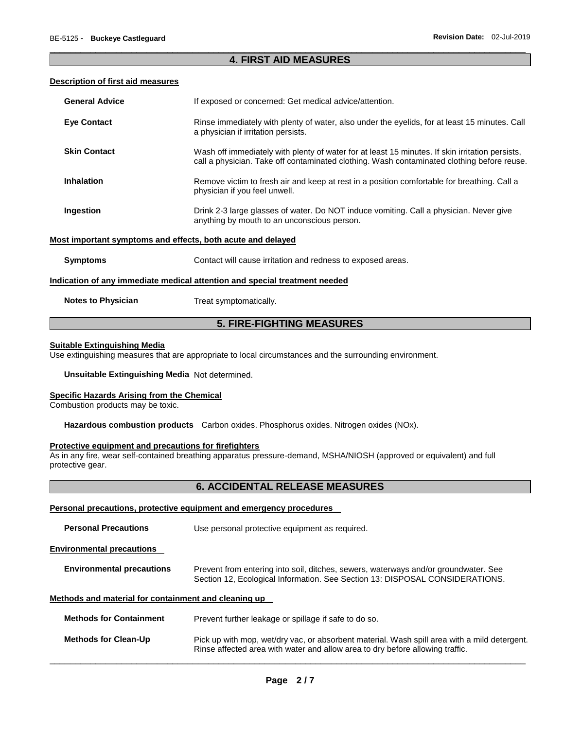## 4. FIRST AID MEASURES

### Description of first aid measures

**General Advice** If exposed or concerned: Get medical advice/attention.

**Eye Contact** Rinse immediately with plenty of water, also under the eyelids, for at least 15 minutes. Call a physician if irritation persists.

**Skin Contact** Wash off immediately with plenty of water for at least 15 minutes. If skin irritation persists, call a physician. Take off contaminated clothing. Wash contaminated clothing before reuse.

**Inhalation** Remove victim to fresh air and keep at rest in a position comfortable for breathing. Call a physician if you feel unwell.

**Ingestion** Drink 2-3 large glasses of water. Do NOT induce vomiting. Call a physician. Never give anything by mouth to an unconscious person.

### Most important symptoms and effects, both acute and delayed

**Symptoms** Contact will cause irritation and redness to exposed areas.

### Indication of any immediate medical attention and special treatment needed

**Notes to Physician** Treat symptomatically.

## 5. FIRE-FIGHTING MEASURES

### Suitable Extinguishing Media

Use extinguishing measures that are appropriate to local circumstances and the surrounding environment.

**Unsuitable Extinguishing Media** Not determined.

### Specific Hazards Arising from the Chemical

Combustion products may be toxic.

**Hazardous combustion products** Carbon oxides. Phosphorus oxides. Nitrogen oxides (NOx).

### Protective equipment and precautions for firefighters

As in any fire, wear self-contained breathing apparatus pressure-demand, MSHA/NIOSH (approved or equivalent) and full protective gear.

## 6. ACCIDENTAL RELEASE MEASURES

### Personal precautions, protective equipment and emergency procedures

**Personal Precautions** Use personal protective equipment as required.

### Environmental precautions

**Environmental precautions** Prevent from entering into soil, ditches, sewers, waterways and/or groundwater. See Section 12, Ecological Information. See Section 13: DISPOSAL CONSIDERATIONS.

### Methods and material for containment and cleaning up

**Methods for Containment** Prevent further leakage or spillage if safe to do so.

**Methods for Clean-Up** Pick up with mop, wet/dry vac, or absorbent material. Wash spill area with a mild detergent. Rinse affected area with water and allow area to dry before allowing traffic.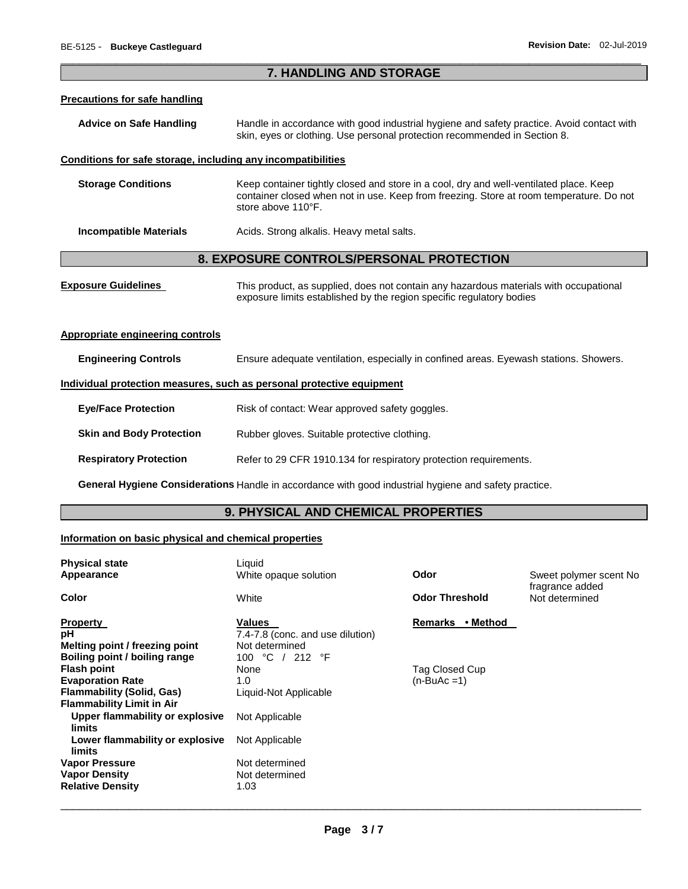## 7. HANDLING AND STORAGE

### Precautions for safe handling

**Advice on Safe Handling** Handle in accordance with good industrial hygiene and safety practice. Avoid contact with skin, eyes or clothing. Use personal protection recommended in Section 8.

### Conditions for safe storage, including any incompatibilities

**Storage Conditions** Keep container tightly closed and store in a cool, dry and well-ventilated place. Keep container closed when not in use. Keep from freezing. Store at room temperature. Do not store above 110°F.

**Incompatible Materials** Acids. Strong alkalis. Heavy metal salts.

## 8. EXPOSURE CONTROLS/PERSONAL PROTECTION

**Exposure Guidelines** This product, as supplied, does not contain any hazardous materials with occupational exposure limits established by the region specific regulatory bodies

### Appropriate engineering controls

**Engineering Controls** Ensure adequate ventilation, especially in confined areas. Eyewash stations. Showers.

### Individual protection measures, such as personal protective equipment

**Eye/Face Protection** Risk of contact: Wear approved safety goggles.

**Skin and Body Protection** Rubber gloves. Suitable protective clothing.

**Respiratory Protection** Refer to 29 CFR 1910.134 for respiratory protection requirements.

**General Hygiene Considerations** Handle in accordance with good industrial hygiene and safety practice.

## 9. PHYSICAL AND CHEMICAL PROPERTIES

### Information on basic physical and chemical properties

| | | | |
|---|---|---|---|
| **Physical state** | Liquid | | |
| **Appearance** | White opaque solution | **Odor** | Sweet polymer scent No fragrance added |
| **Color** | White | **Odor Threshold** | Not determined |

| **Property** | **Values** | **Remarks • Method** |
|---|---|---|
| **pH** | 7.4-7.8 (conc. and use dilution) | |
| **Melting point / freezing point** | Not determined | |
| **Boiling point / boiling range** | 100 °C / 212 °F | |
| **Flash point** | None | Tag Closed Cup |
| **Evaporation Rate** | 1.0 | (n-BuAc =1) |
| **Flammability (Solid, Gas)** | Liquid-Not Applicable | |
| **Flammability Limit in Air** | | |
| **Upper flammability or explosive limits** | Not Applicable | |
| **Lower flammability or explosive limits** | Not Applicable | |
| **Vapor Pressure** | Not determined | |
| **Vapor Density** | Not determined | |
| **Relative Density** | 1.03 | |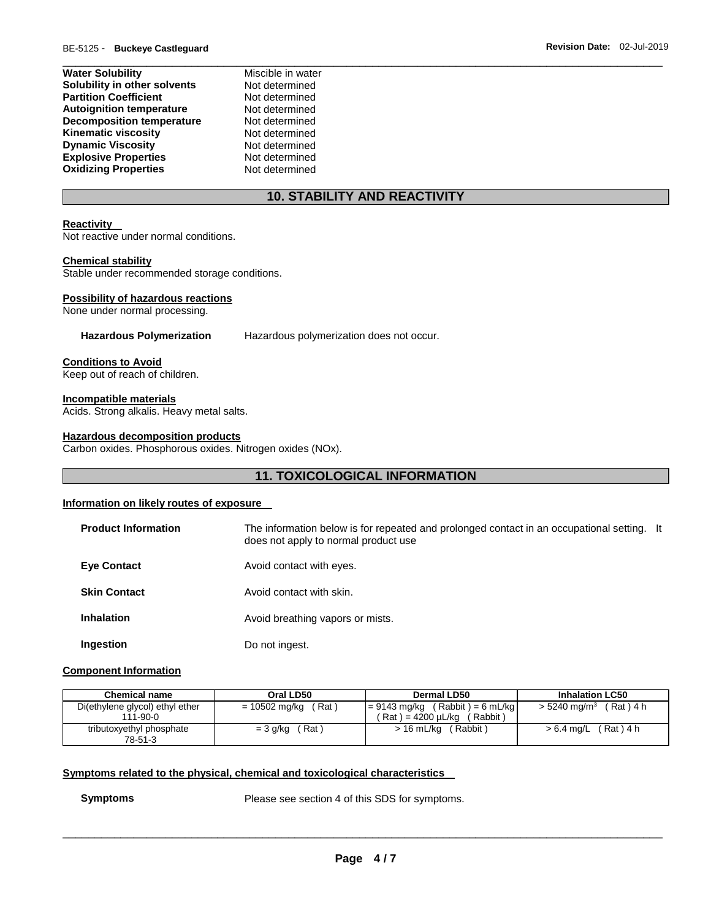| | |
|---|---|
| **Water Solubility** | Miscible in water |
| **Solubility in other solvents** | Not determined |
| **Partition Coefficient** | Not determined |
| **Autoignition temperature** | Not determined |
| **Decomposition temperature** | Not determined |
| **Kinematic viscosity** | Not determined |
| **Dynamic Viscosity** | Not determined |
| **Explosive Properties** | Not determined |
| **Oxidizing Properties** | Not determined |

## 10. STABILITY AND REACTIVITY

**Reactivity**
Not reactive under normal conditions.

**Chemical stability**
Stable under recommended storage conditions.

**Possibility of hazardous reactions**
None under normal processing.

**Hazardous Polymerization** Hazardous polymerization does not occur.

**Conditions to Avoid**
Keep out of reach of children.

**Incompatible materials**
Acids. Strong alkalis. Heavy metal salts.

**Hazardous decomposition products**
Carbon oxides. Phosphorous oxides. Nitrogen oxides (NOx).

## 11. TOXICOLOGICAL INFORMATION

**Information on likely routes of exposure**

**Product Information** The information below is for repeated and prolonged contact in an occupational setting. It does not apply to normal product use

**Eye Contact** Avoid contact with eyes.

**Skin Contact** Avoid contact with skin.

**Inhalation** Avoid breathing vapors or mists.

**Ingestion** Do not ingest.

**Component Information**

| Chemical name | Oral LD50 | Dermal LD50 | Inhalation LC50 |
|---|---|---|---|
| Di(ethylene glycol) ethyl ether 111-90-0 | = 10502 mg/kg ( Rat ) | = 9143 mg/kg ( Rabbit ) = 6 mL/kg ( Rat ) = 4200 µL/kg ( Rabbit ) | > 5240 mg/m$^3$ ( Rat ) 4 h |
| tributoxyethyl phosphate 78-51-3 | = 3 g/kg ( Rat ) | > 16 mL/kg ( Rabbit ) | > 6.4 mg/L ( Rat ) 4 h |

**Symptoms related to the physical, chemical and toxicological characteristics**

**Symptoms** Please see section 4 of this SDS for symptoms.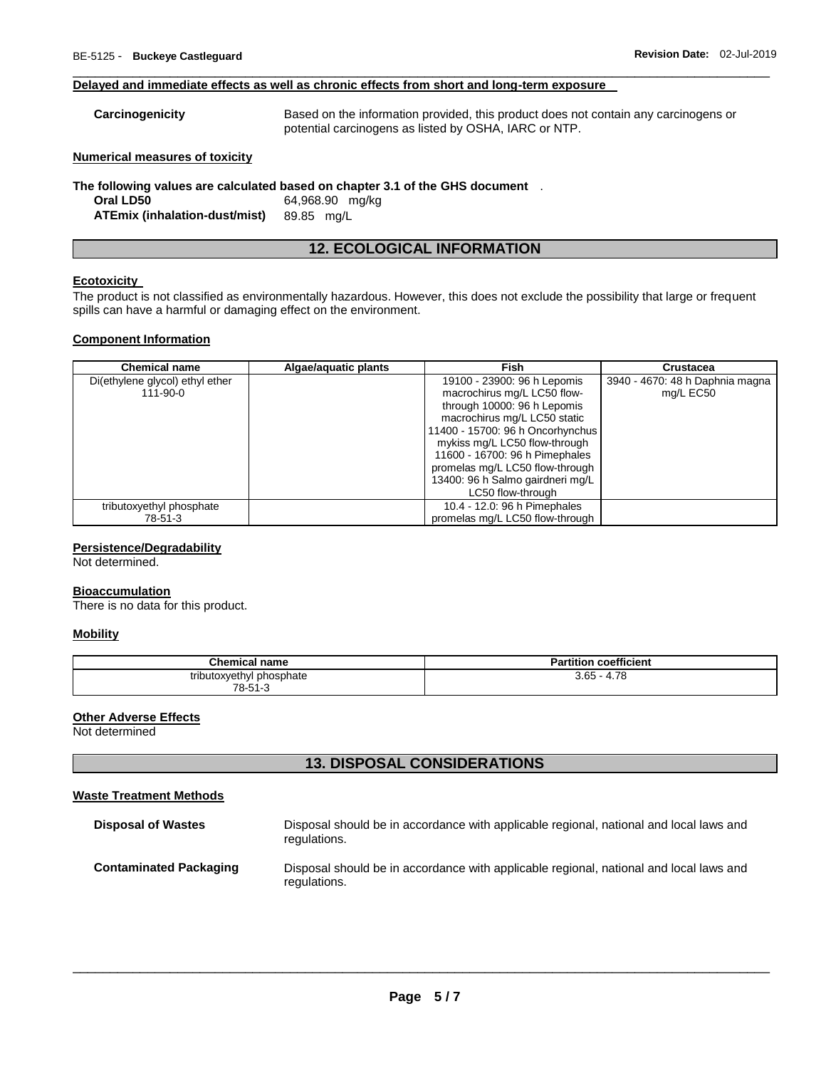**Delayed and immediate effects as well as chronic effects from short and long-term exposure**

**Carcinogenicity** Based on the information provided, this product does not contain any carcinogens or potential carcinogens as listed by OSHA, IARC or NTP.

**Numerical measures of toxicity**

**The following values are calculated based on chapter 3.1 of the GHS document** .

**Oral LD50** 64,968.90 mg/kg
**ATEmix (inhalation-dust/mist)** 89.85 mg/L

## 12. ECOLOGICAL INFORMATION

**Ecotoxicity**

The product is not classified as environmentally hazardous. However, this does not exclude the possibility that large or frequent spills can have a harmful or damaging effect on the environment.

**Component Information**

| Chemical name | Algae/aquatic plants | Fish | Crustacea |
|---|---|---|---|
| Di(ethylene glycol) ethyl ether 111-90-0 | | 19100 - 23900: 96 h Lepomis macrochirus mg/L LC50 flow-through 10000: 96 h Lepomis macrochirus mg/L LC50 static 11400 - 15700: 96 h Oncorhynchus mykiss mg/L LC50 flow-through 11600 - 16700: 96 h Pimephales promelas mg/L LC50 flow-through 13400: 96 h Salmo gairdneri mg/L LC50 flow-through | 3940 - 4670: 48 h Daphnia magna mg/L EC50 |
| tributoxyethyl phosphate 78-51-3 | | 10.4 - 12.0: 96 h Pimephales promelas mg/L LC50 flow-through | |

**Persistence/Degradability**

Not determined.

**Bioaccumulation**

There is no data for this product.

**Mobility**

| Chemical name | Partition coefficient |
|---|---|
| tributoxyethyl phosphate 78-51-3 | 3.65 - 4.78 |

**Other Adverse Effects**

Not determined

## 13. DISPOSAL CONSIDERATIONS

**Waste Treatment Methods**

**Disposal of Wastes** Disposal should be in accordance with applicable regional, national and local laws and regulations.

**Contaminated Packaging** Disposal should be in accordance with applicable regional, national and local laws and regulations.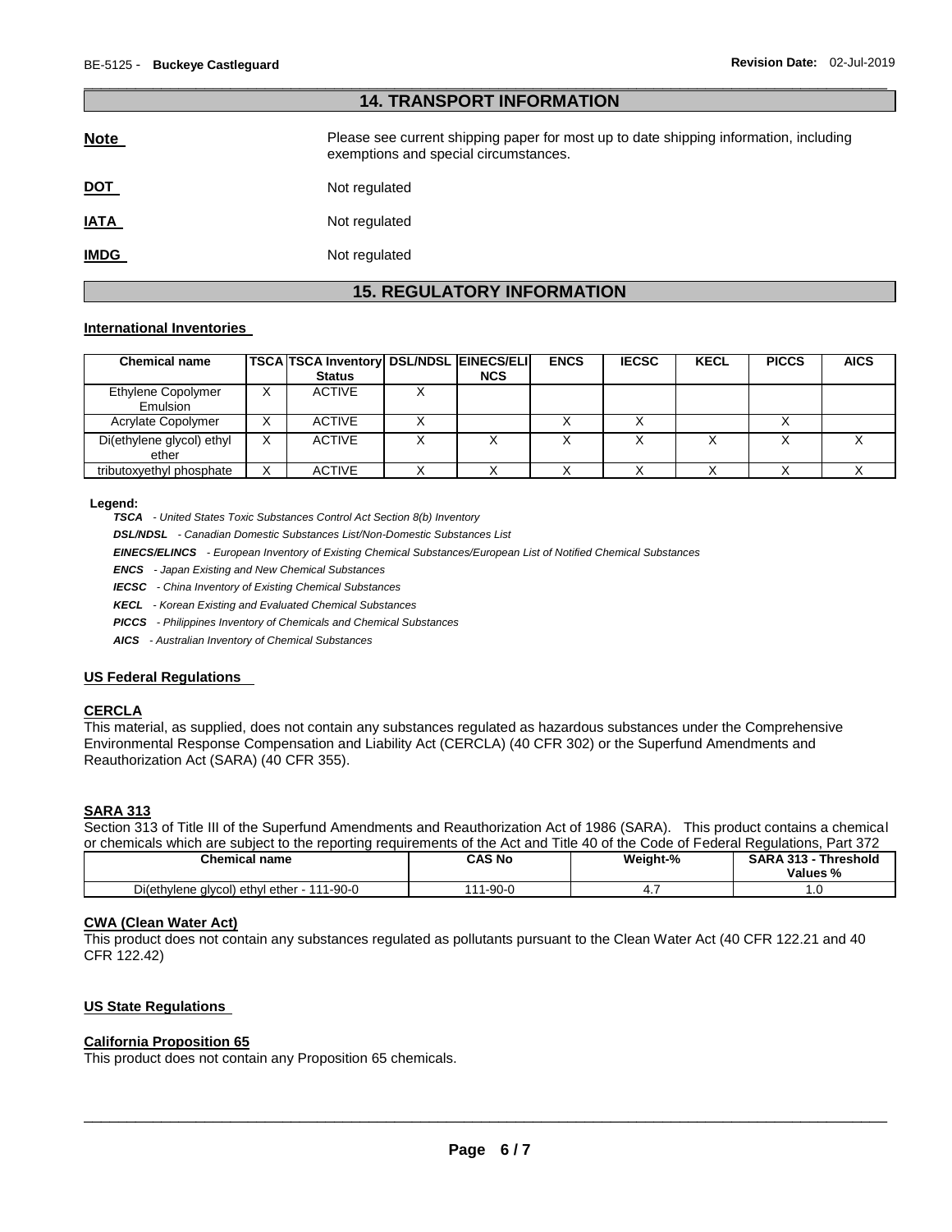## 14. TRANSPORT INFORMATION

**Note** Please see current shipping paper for most up to date shipping information, including exemptions and special circumstances.

**DOT** Not regulated

**IATA** Not regulated

**IMDG** Not regulated

## 15. REGULATORY INFORMATION

### International Inventories

| Chemical name | TSCA | TSCA Inventory Status | DSL/NDSL | EINECS/ELINCS | ENCS | IECSC | KECL | PICCS | AICS |
|---|---|---|---|---|---|---|---|---|---|
| Ethylene Copolymer Emulsion | X | ACTIVE | X | | | | | | |
| Acrylate Copolymer | X | ACTIVE | X | | X | X | | X | |
| Di(ethylene glycol) ethyl ether | X | ACTIVE | X | X | X | X | X | X | X |
| tributoxyethyl phosphate | X | ACTIVE | X | X | X | X | X | X | X |

**Legend:**

***TSCA*** *- United States Toxic Substances Control Act Section 8(b) Inventory*

***DSL/NDSL*** *- Canadian Domestic Substances List/Non-Domestic Substances List*

***EINECS/ELINCS*** *- European Inventory of Existing Chemical Substances/European List of Notified Chemical Substances*

***ENCS*** *- Japan Existing and New Chemical Substances*

***IECSC*** *- China Inventory of Existing Chemical Substances*

***KECL*** *- Korean Existing and Evaluated Chemical Substances*

***PICCS*** *- Philippines Inventory of Chemicals and Chemical Substances*

***AICS*** *- Australian Inventory of Chemical Substances*

### US Federal Regulations

#### CERCLA

This material, as supplied, does not contain any substances regulated as hazardous substances under the Comprehensive Environmental Response Compensation and Liability Act (CERCLA) (40 CFR 302) or the Superfund Amendments and Reauthorization Act (SARA) (40 CFR 355).

#### SARA 313

Section 313 of Title III of the Superfund Amendments and Reauthorization Act of 1986 (SARA). This product contains a chemical or chemicals which are subject to the reporting requirements of the Act and Title 40 of the Code of Federal Regulations, Part 372

| Chemical name | CAS No | Weight-% | SARA 313 - Threshold Values % |
|---|---|---|---|
| Di(ethylene glycol) ethyl ether - 111-90-0 | 111-90-0 | 4.7 | 1.0 |

#### CWA (Clean Water Act)

This product does not contain any substances regulated as pollutants pursuant to the Clean Water Act (40 CFR 122.21 and 40 CFR 122.42)

### US State Regulations

#### California Proposition 65

This product does not contain any Proposition 65 chemicals.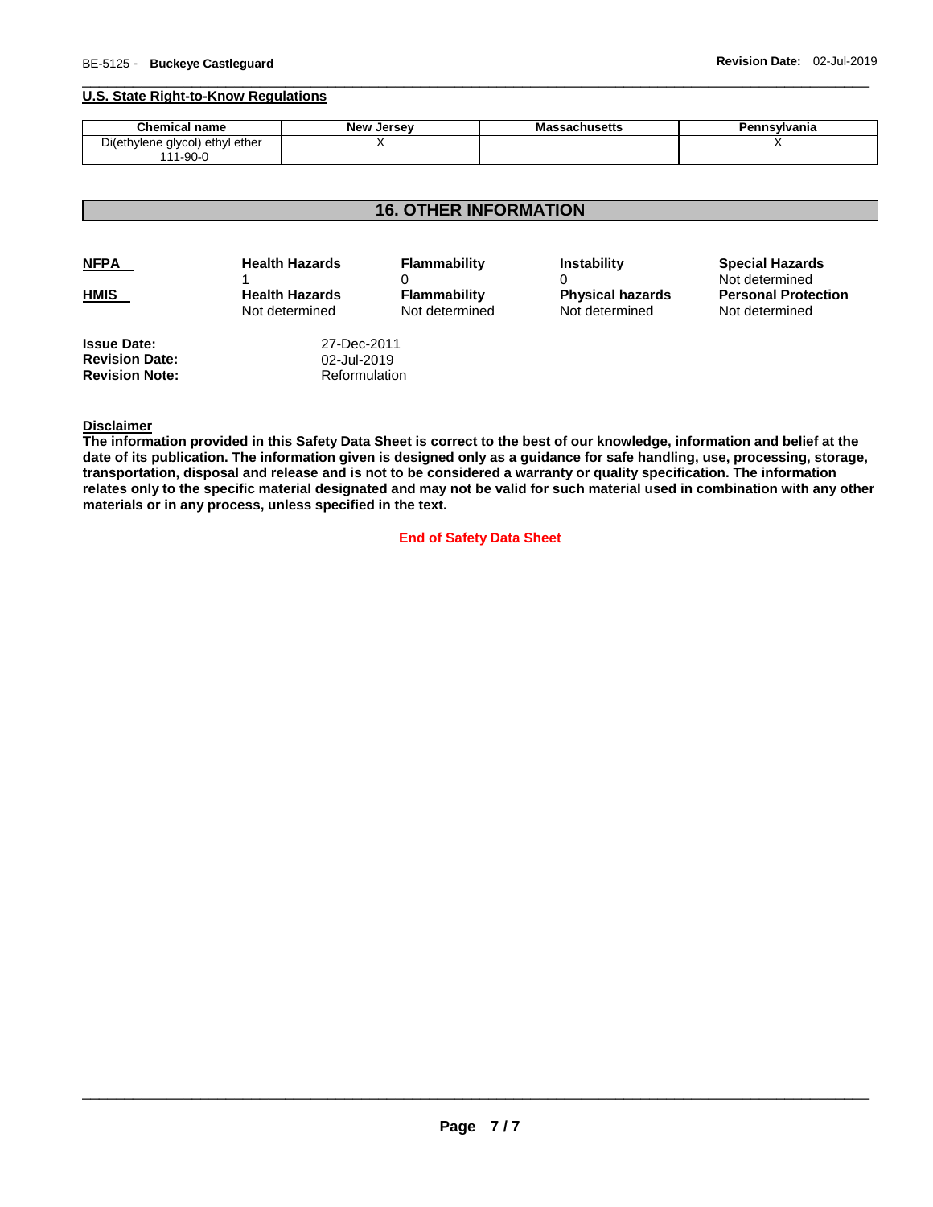#### U.S. State Right-to-Know Regulations

| Chemical name | New Jersey | Massachusetts | Pennsylvania |
| --- | --- | --- | --- |
| Di(ethylene glycol) ethyl ether 111-90-0 | X | | X |

## 16. OTHER INFORMATION

| | | | | |
| --- | --- | --- | --- | --- |
| **NFPA** | **Health Hazards** 1 | **Flammability** 0 | **Instability** 0 | **Special Hazards** Not determined |
| **HMIS** | **Health Hazards** Not determined | **Flammability** Not determined | **Physical hazards** Not determined | **Personal Protection** Not determined |

**Issue Date:** 27-Dec-2011
**Revision Date:** 02-Jul-2019
**Revision Note:** Reformulation

#### Disclaimer

**The information provided in this Safety Data Sheet is correct to the best of our knowledge, information and belief at the date of its publication. The information given is designed only as a guidance for safe handling, use, processing, storage, transportation, disposal and release and is not to be considered a warranty or quality specification. The information relates only to the specific material designated and may not be valid for such material used in combination with any other materials or in any process, unless specified in the text.**

**End of Safety Data Sheet**